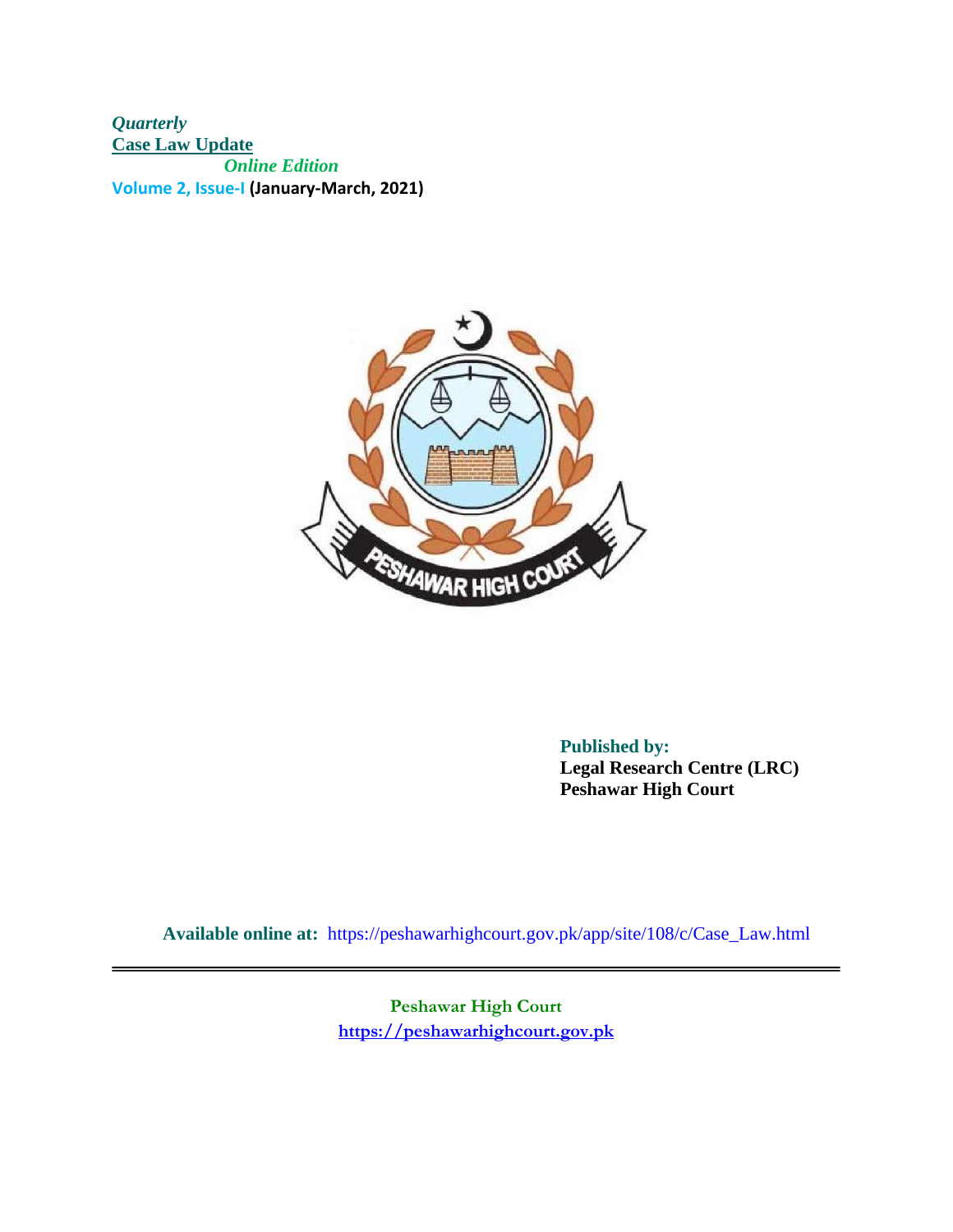*Quarterly*

**Case Law Update**

*Online Edition*

**Volume 2, Issue-I (January-March, 2021)**

**Published by:**
**Legal Research Centre (LRC)**
**Peshawar High Court**

**Available online at:** https://peshawarhighcourt.gov.pk/app/site/108/c/Case_Law.html

---

**Peshawar High Court**
**https://peshawarhighcourt.gov.pk**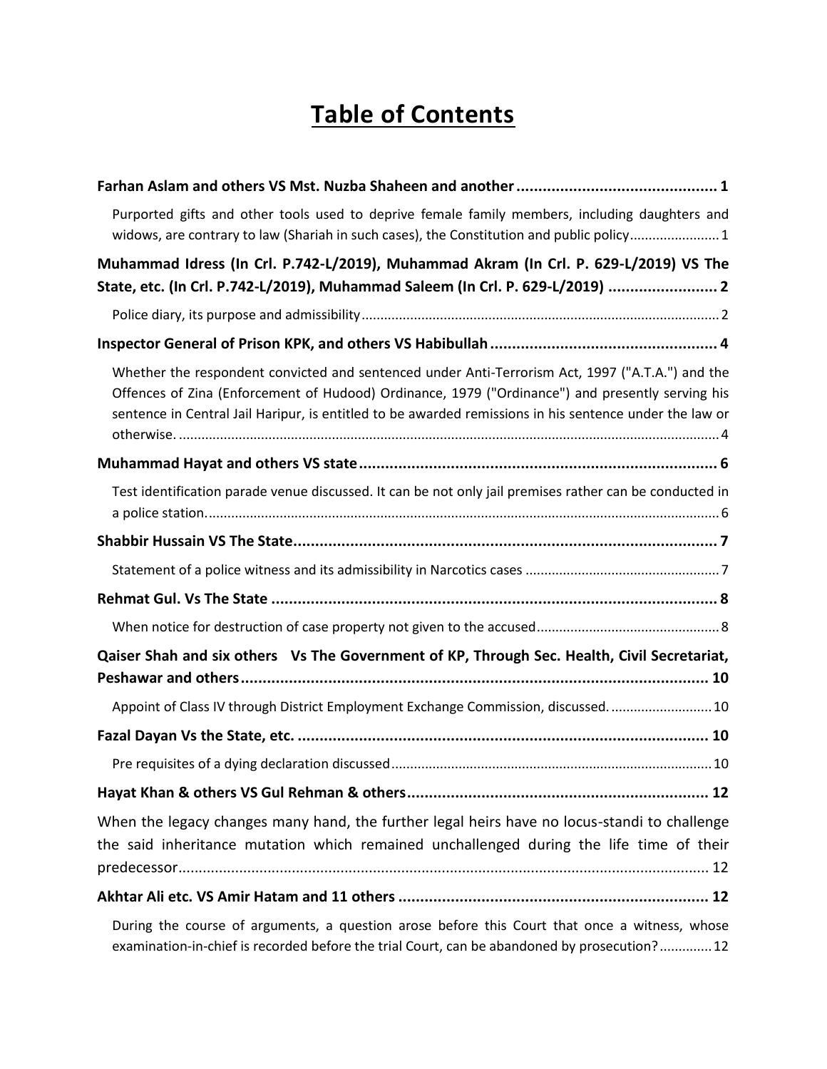# Table of Contents

**Farhan Aslam and others VS Mst. Nuzba Shaheen and another** .............................................. 1

Purported gifts and other tools used to deprive female family members, including daughters and widows, are contrary to law (Shariah in such cases), the Constitution and public policy........................ 1

**Muhammad Idress (In Crl. P.742-L/2019), Muhammad Akram (In Crl. P. 629-L/2019) VS The State, etc. (In Crl. P.742-L/2019), Muhammad Saleem (In Crl. P. 629-L/2019)** ......................... 2

Police diary, its purpose and admissibility................................................................................................ 2

**Inspector General of Prison KPK, and others VS Habibullah** .................................................... 4

Whether the respondent convicted and sentenced under Anti-Terrorism Act, 1997 ("A.T.A.") and the Offences of Zina (Enforcement of Hudood) Ordinance, 1979 ("Ordinance") and presently serving his sentence in Central Jail Haripur, is entitled to be awarded remissions in his sentence under the law or otherwise. ................................................................................................................................................ 4

**Muhammad Hayat and others VS state** .................................................................................. 6

Test identification parade venue discussed. It can be not only jail premises rather can be conducted in a police station......................................................................................................................................... 6

**Shabbir Hussain VS The State**.................................................................................................. 7

Statement of a police witness and its admissibility in Narcotics cases .................................................... 7

**Rehmat Gul. Vs The State** ......................................................................................................... 8

When notice for destruction of case property not given to the accused................................................. 8

**Qaiser Shah and six others Vs The Government of KP, Through Sec. Health, Civil Secretariat, Peshawar and others**............................................................................................................ 10

Appoint of Class IV through District Employment Exchange Commission, discussed. .......................... 10

**Fazal Dayan Vs the State, etc.** ................................................................................................ 10

Pre requisites of a dying declaration discussed...................................................................................... 10

**Hayat Khan & others VS Gul Rehman & others**...................................................................... 12

When the legacy changes many hand, the further legal heirs have no locus-standi to challenge the said inheritance mutation which remained unchallenged during the life time of their predecessor.................................................................................................................................... 12

**Akhtar Ali etc. VS Amir Hatam and 11 others** ........................................................................ 12

During the course of arguments, a question arose before this Court that once a witness, whose examination-in-chief is recorded before the trial Court, can be abandoned by prosecution?.............. 12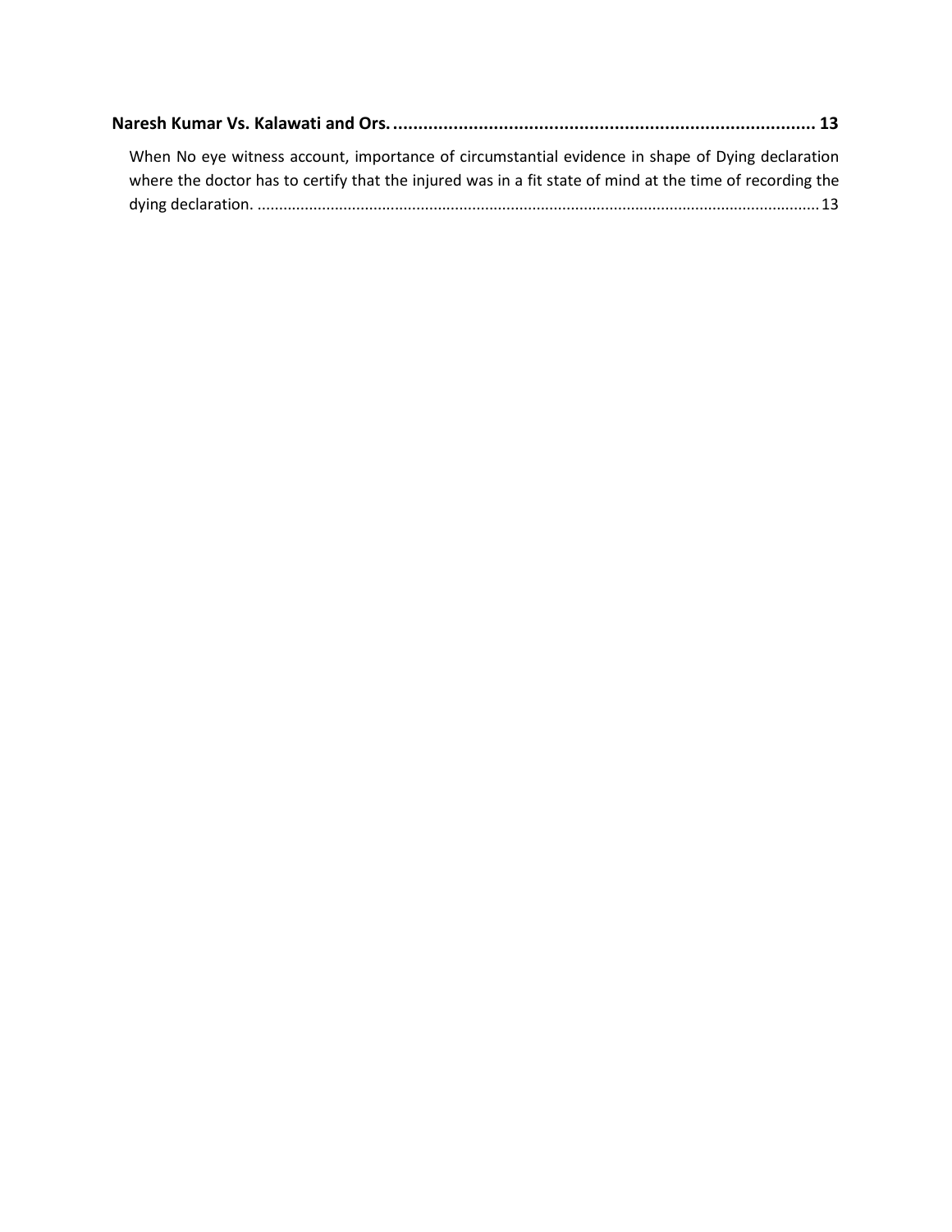**Naresh Kumar Vs. Kalawati and Ors. .................................................................................... 13**

When No eye witness account, importance of circumstantial evidence in shape of Dying declaration where the doctor has to certify that the injured was in a fit state of mind at the time of recording the dying declaration. ................................................................................................................................. 13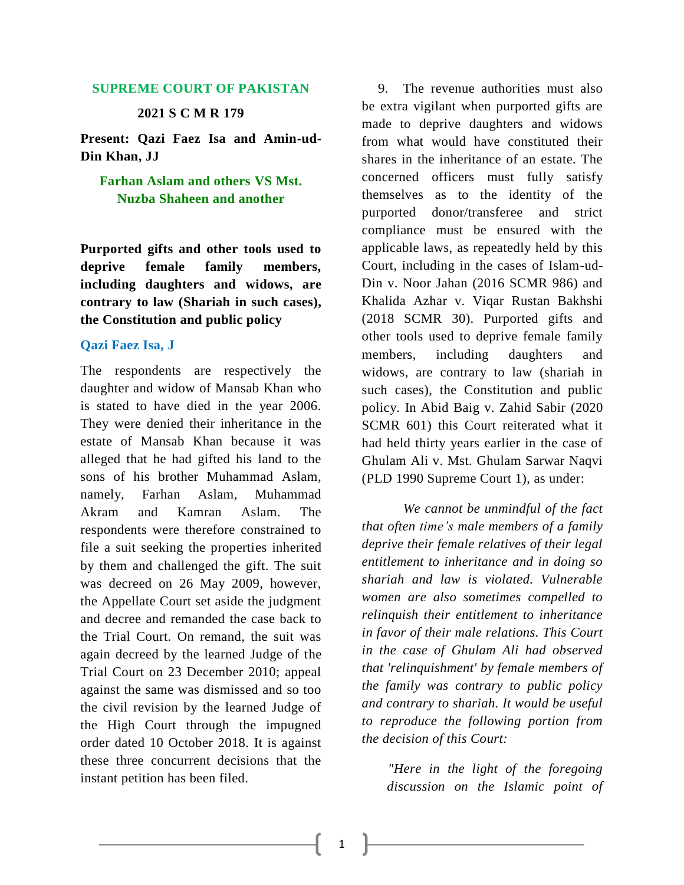**SUPREME COURT OF PAKISTAN**

**2021 S C M R 179**

**Present: Qazi Faez Isa and Amin-ud-Din Khan, JJ**

**Farhan Aslam and others VS Mst. Nuzba Shaheen and another**

**Purported gifts and other tools used to deprive female family members, including daughters and widows, are contrary to law (Shariah in such cases), the Constitution and public policy**

**Qazi Faez Isa, J**

The respondents are respectively the daughter and widow of Mansab Khan who is stated to have died in the year 2006. They were denied their inheritance in the estate of Mansab Khan because it was alleged that he had gifted his land to the sons of his brother Muhammad Aslam, namely, Farhan Aslam, Muhammad Akram and Kamran Aslam. The respondents were therefore constrained to file a suit seeking the properties inherited by them and challenged the gift. The suit was decreed on 26 May 2009, however, the Appellate Court set aside the judgment and decree and remanded the case back to the Trial Court. On remand, the suit was again decreed by the learned Judge of the Trial Court on 23 December 2010; appeal against the same was dismissed and so too the civil revision by the learned Judge of the High Court through the impugned order dated 10 October 2018. It is against these three concurrent decisions that the instant petition has been filed.

9. The revenue authorities must also be extra vigilant when purported gifts are made to deprive daughters and widows from what would have constituted their shares in the inheritance of an estate. The concerned officers must fully satisfy themselves as to the identity of the purported donor/transferee and strict compliance must be ensured with the applicable laws, as repeatedly held by this Court, including in the cases of Islam-ud-Din v. Noor Jahan (2016 SCMR 986) and Khalida Azhar v. Viqar Rustan Bakhshi (2018 SCMR 30). Purported gifts and other tools used to deprive female family members, including daughters and widows, are contrary to law (shariah in such cases), the Constitution and public policy. In Abid Baig v. Zahid Sabir (2020 SCMR 601) this Court reiterated what it had held thirty years earlier in the case of Ghulam Ali v. Mst. Ghulam Sarwar Naqvi (PLD 1990 Supreme Court 1), as under:

> *We cannot be unmindful of the fact that often time's male members of a family deprive their female relatives of their legal entitlement to inheritance and in doing so shariah and law is violated. Vulnerable women are also sometimes compelled to relinquish their entitlement to inheritance in favor of their male relations. This Court in the case of Ghulam Ali had observed that 'relinquishment' by female members of the family was contrary to public policy and contrary to shariah. It would be useful to reproduce the following portion from the decision of this Court:*
>
> > *"Here in the light of the foregoing discussion on the Islamic point of*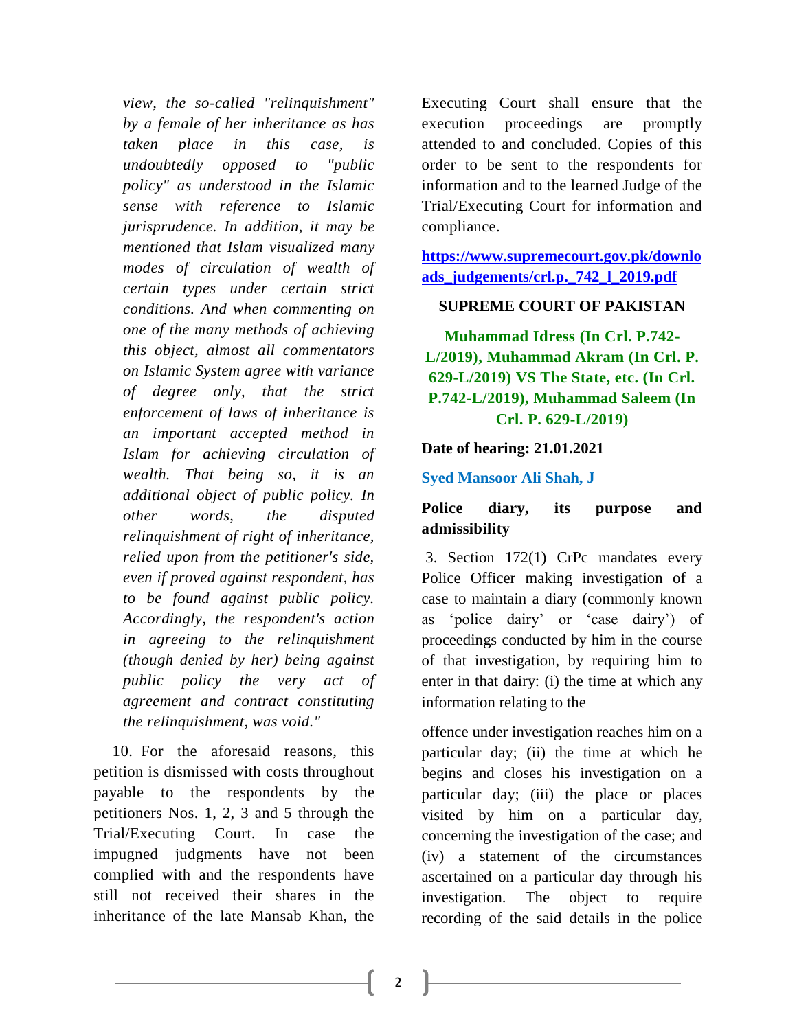*view, the so-called "relinquishment" by a female of her inheritance as has taken place in this case, is undoubtedly opposed to "public policy" as understood in the Islamic sense with reference to Islamic jurisprudence. In addition, it may be mentioned that Islam visualized many modes of circulation of wealth of certain types under certain strict conditions. And when commenting on one of the many methods of achieving this object, almost all commentators on Islamic System agree with variance of degree only, that the strict enforcement of laws of inheritance is an important accepted method in Islam for achieving circulation of wealth. That being so, it is an additional object of public policy. In other words, the disputed relinquishment of right of inheritance, relied upon from the petitioner's side, even if proved against respondent, has to be found against public policy. Accordingly, the respondent's action in agreeing to the relinquishment (though denied by her) being against public policy the very act of agreement and contract constituting the relinquishment, was void."*

10. For the aforesaid reasons, this petition is dismissed with costs throughout payable to the respondents by the petitioners Nos. 1, 2, 3 and 5 through the Trial/Executing Court. In case the impugned judgments have not been complied with and the respondents have still not received their shares in the inheritance of the late Mansab Khan, the Executing Court shall ensure that the execution proceedings are promptly attended to and concluded. Copies of this order to be sent to the respondents for information and to the learned Judge of the Trial/Executing Court for information and compliance.

**[https://www.supremecourt.gov.pk/downloads_judgements/crl.p._742_l_2019.pdf](https://www.supremecourt.gov.pk/downloads_judgements/crl.p._742_l_2019.pdf)**

**SUPREME COURT OF PAKISTAN**

**Muhammad Idress (In Crl. P.742-L/2019), Muhammad Akram (In Crl. P. 629-L/2019) VS The State, etc. (In Crl. P.742-L/2019), Muhammad Saleem (In Crl. P. 629-L/2019)**

**Date of hearing: 21.01.2021**

**Syed Mansoor Ali Shah, J**

**Police diary, its purpose and admissibility**

3. Section 172(1) CrPc mandates every Police Officer making investigation of a case to maintain a diary (commonly known as 'police dairy' or 'case dairy') of proceedings conducted by him in the course of that investigation, by requiring him to enter in that dairy: (i) the time at which any information relating to the offence under investigation reaches him on a particular day; (ii) the time at which he begins and closes his investigation on a particular day; (iii) the place or places visited by him on a particular day, concerning the investigation of the case; and (iv) a statement of the circumstances ascertained on a particular day through his investigation. The object to require recording of the said details in the police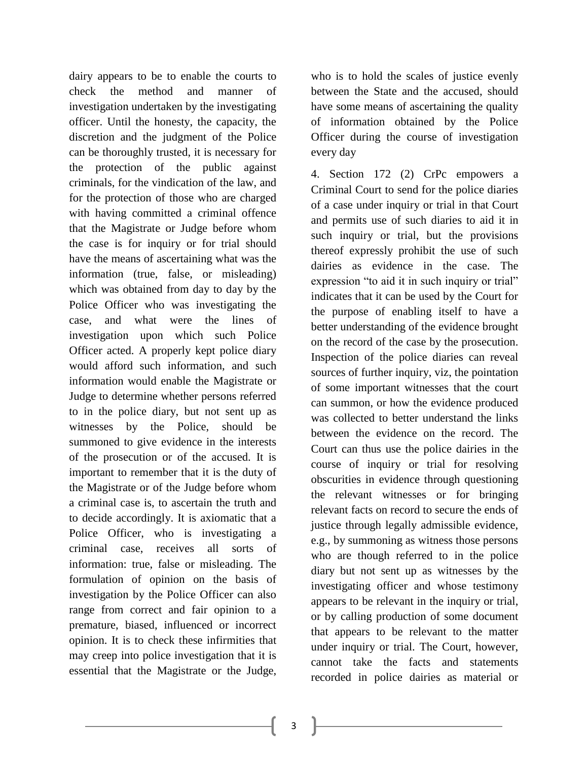dairy appears to be to enable the courts to check the method and manner of investigation undertaken by the investigating officer. Until the honesty, the capacity, the discretion and the judgment of the Police can be thoroughly trusted, it is necessary for the protection of the public against criminals, for the vindication of the law, and for the protection of those who are charged with having committed a criminal offence that the Magistrate or Judge before whom the case is for inquiry or for trial should have the means of ascertaining what was the information (true, false, or misleading) which was obtained from day to day by the Police Officer who was investigating the case, and what were the lines of investigation upon which such Police Officer acted. A properly kept police diary would afford such information, and such information would enable the Magistrate or Judge to determine whether persons referred to in the police diary, but not sent up as witnesses by the Police, should be summoned to give evidence in the interests of the prosecution or of the accused. It is important to remember that it is the duty of the Magistrate or of the Judge before whom a criminal case is, to ascertain the truth and to decide accordingly. It is axiomatic that a Police Officer, who is investigating a criminal case, receives all sorts of information: true, false or misleading. The formulation of opinion on the basis of investigation by the Police Officer can also range from correct and fair opinion to a premature, biased, influenced or incorrect opinion. It is to check these infirmities that may creep into police investigation that it is essential that the Magistrate or the Judge, who is to hold the scales of justice evenly between the State and the accused, should have some means of ascertaining the quality of information obtained by the Police Officer during the course of investigation every day

4. Section 172 (2) CrPc empowers a Criminal Court to send for the police diaries of a case under inquiry or trial in that Court and permits use of such diaries to aid it in such inquiry or trial, but the provisions thereof expressly prohibit the use of such dairies as evidence in the case. The expression "to aid it in such inquiry or trial" indicates that it can be used by the Court for the purpose of enabling itself to have a better understanding of the evidence brought on the record of the case by the prosecution. Inspection of the police diaries can reveal sources of further inquiry, viz, the pointation of some important witnesses that the court can summon, or how the evidence produced was collected to better understand the links between the evidence on the record. The Court can thus use the police dairies in the course of inquiry or trial for resolving obscurities in evidence through questioning the relevant witnesses or for bringing relevant facts on record to secure the ends of justice through legally admissible evidence, e.g., by summoning as witness those persons who are though referred to in the police diary but not sent up as witnesses by the investigating officer and whose testimony appears to be relevant in the inquiry or trial, or by calling production of some document that appears to be relevant to the matter under inquiry or trial. The Court, however, cannot take the facts and statements recorded in police dairies as material or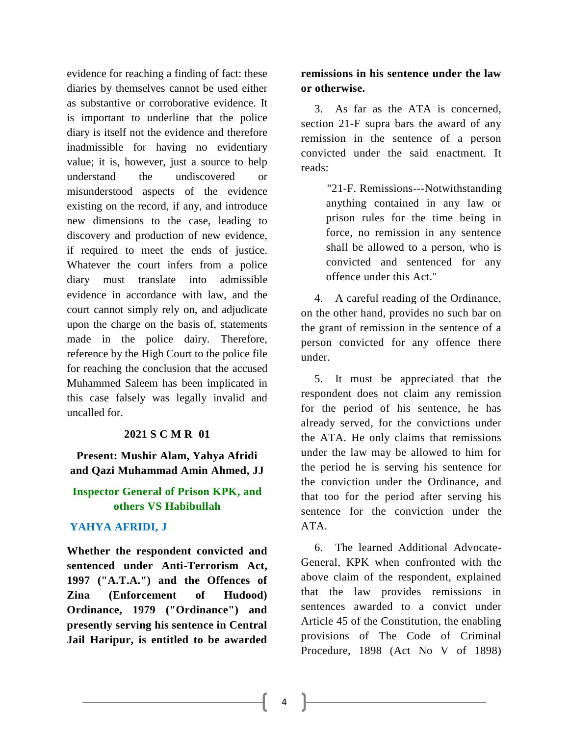evidence for reaching a finding of fact: these diaries by themselves cannot be used either as substantive or corroborative evidence. It is important to underline that the police diary is itself not the evidence and therefore inadmissible for having no evidentiary value; it is, however, just a source to help understand the undiscovered or misunderstood aspects of the evidence existing on the record, if any, and introduce new dimensions to the case, leading to discovery and production of new evidence, if required to meet the ends of justice. Whatever the court infers from a police diary must translate into admissible evidence in accordance with law, and the court cannot simply rely on, and adjudicate upon the charge on the basis of, statements made in the police dairy. Therefore, reference by the High Court to the police file for reaching the conclusion that the accused Muhammed Saleem has been implicated in this case falsely was legally invalid and uncalled for.

**2021 S C M R 01**

**Present: Mushir Alam, Yahya Afridi and Qazi Muhammad Amin Ahmed, JJ**

**Inspector General of Prison KPK, and others VS Habibullah**

**YAHYA AFRIDI, J**

**Whether the respondent convicted and sentenced under Anti-Terrorism Act, 1997 ("A.T.A.") and the Offences of Zina (Enforcement of Hudood) Ordinance, 1979 ("Ordinance") and presently serving his sentence in Central Jail Haripur, is entitled to be awarded remissions in his sentence under the law or otherwise.**

3. As far as the ATA is concerned, section 21-F supra bars the award of any remission in the sentence of a person convicted under the said enactment. It reads:

> "21-F. Remissions---Notwithstanding anything contained in any law or prison rules for the time being in force, no remission in any sentence shall be allowed to a person, who is convicted and sentenced for any offence under this Act."

4. A careful reading of the Ordinance, on the other hand, provides no such bar on the grant of remission in the sentence of a person convicted for any offence there under.

5. It must be appreciated that the respondent does not claim any remission for the period of his sentence, he has already served, for the convictions under the ATA. He only claims that remissions under the law may be allowed to him for the period he is serving his sentence for the conviction under the Ordinance, and that too for the period after serving his sentence for the conviction under the ATA.

6. The learned Additional Advocate-General, KPK when confronted with the above claim of the respondent, explained that the law provides remissions in sentences awarded to a convict under Article 45 of the Constitution, the enabling provisions of The Code of Criminal Procedure, 1898 (Act No V of 1898)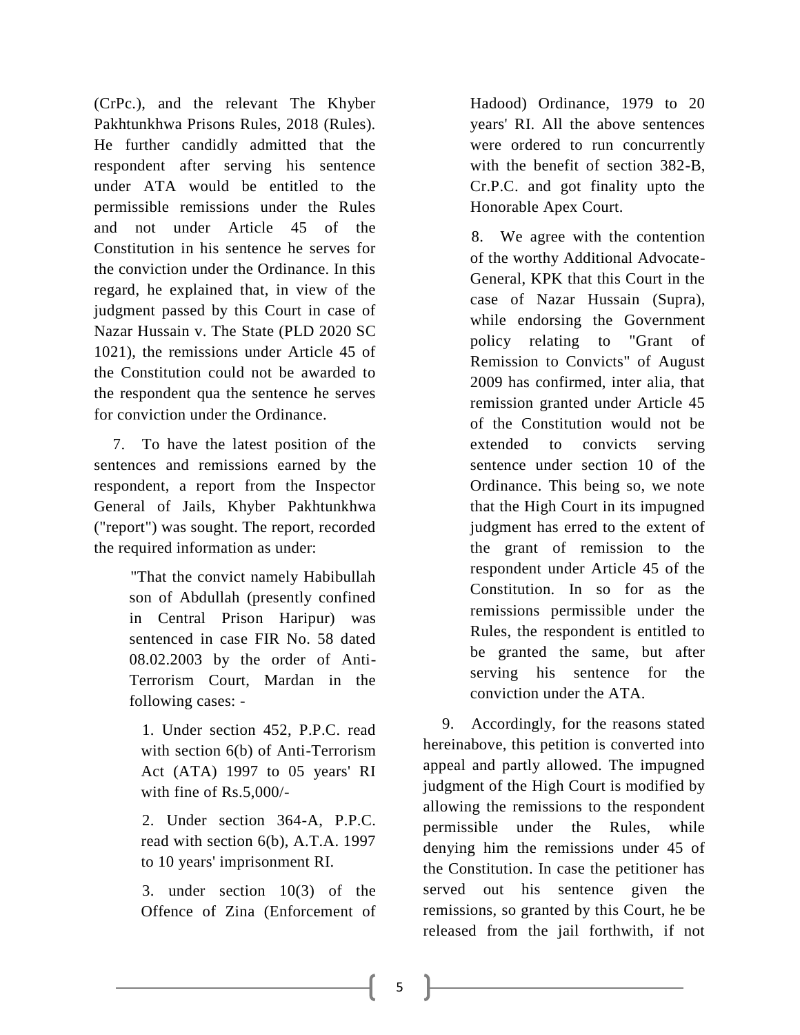(CrPc.), and the relevant The Khyber Pakhtunkhwa Prisons Rules, 2018 (Rules). He further candidly admitted that the respondent after serving his sentence under ATA would be entitled to the permissible remissions under the Rules and not under Article 45 of the Constitution in his sentence he serves for the conviction under the Ordinance. In this regard, he explained that, in view of the judgment passed by this Court in case of Nazar Hussain v. The State (PLD 2020 SC 1021), the remissions under Article 45 of the Constitution could not be awarded to the respondent qua the sentence he serves for conviction under the Ordinance.

7. To have the latest position of the sentences and remissions earned by the respondent, a report from the Inspector General of Jails, Khyber Pakhtunkhwa ("report") was sought. The report, recorded the required information as under:

> "That the convict namely Habibullah son of Abdullah (presently confined in Central Prison Haripur) was sentenced in case FIR No. 58 dated 08.02.2003 by the order of Anti-Terrorism Court, Mardan in the following cases: -
>
> 1. Under section 452, P.P.C. read with section 6(b) of Anti-Terrorism Act (ATA) 1997 to 05 years' RI with fine of Rs.5,000/-
>
> 2. Under section 364-A, P.P.C. read with section 6(b), A.T.A. 1997 to 10 years' imprisonment RI.
>
> 3. under section 10(3) of the Offence of Zina (Enforcement of Hadood) Ordinance, 1979 to 20 years' RI. All the above sentences were ordered to run concurrently with the benefit of section 382-B, Cr.P.C. and got finality upto the Honorable Apex Court.

8. We agree with the contention of the worthy Additional Advocate-General, KPK that this Court in the case of Nazar Hussain (Supra), while endorsing the Government policy relating to "Grant of Remission to Convicts" of August 2009 has confirmed, inter alia, that remission granted under Article 45 of the Constitution would not be extended to convicts serving sentence under section 10 of the Ordinance. This being so, we note that the High Court in its impugned judgment has erred to the extent of the grant of remission to the respondent under Article 45 of the Constitution. In so for as the remissions permissible under the Rules, the respondent is entitled to be granted the same, but after serving his sentence for the conviction under the ATA.

9. Accordingly, for the reasons stated hereinabove, this petition is converted into appeal and partly allowed. The impugned judgment of the High Court is modified by allowing the remissions to the respondent permissible under the Rules, while denying him the remissions under 45 of the Constitution. In case the petitioner has served out his sentence given the remissions, so granted by this Court, he be released from the jail forthwith, if not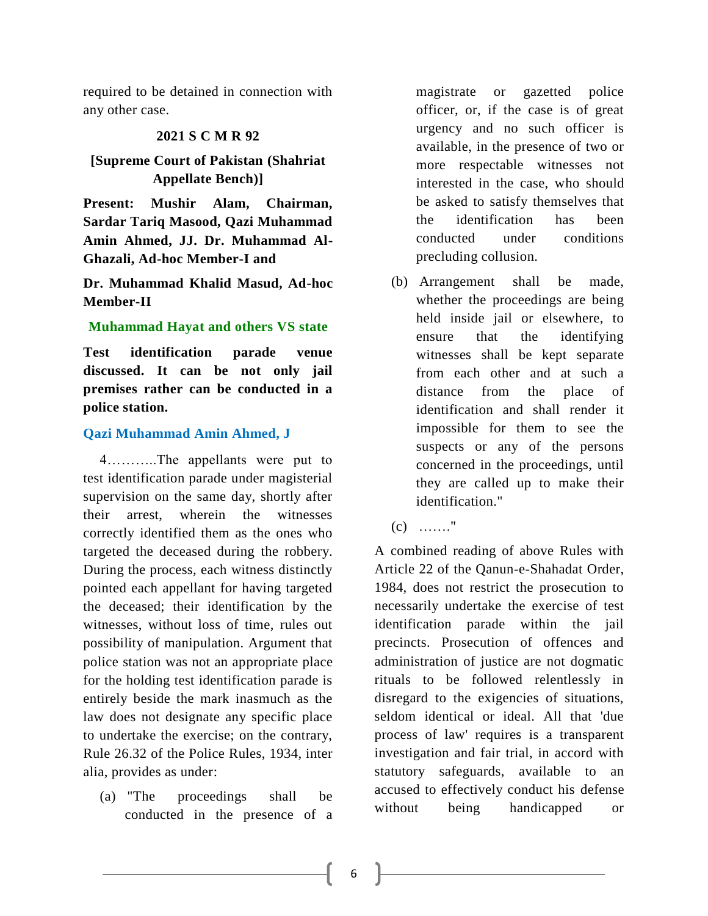required to be detained in connection with any other case.

**2021 S C M R 92**

**[Supreme Court of Pakistan (Shahriat Appellate Bench)]**

**Present: Mushir Alam, Chairman, Sardar Tariq Masood, Qazi Muhammad Amin Ahmed, JJ. Dr. Muhammad Al-Ghazali, Ad-hoc Member-I and**

**Dr. Muhammad Khalid Masud, Ad-hoc Member-II**

**Muhammad Hayat and others VS state**

**Test identification parade venue discussed. It can be not only jail premises rather can be conducted in a police station.**

**Qazi Muhammad Amin Ahmed, J**

4………..The appellants were put to test identification parade under magisterial supervision on the same day, shortly after their arrest, wherein the witnesses correctly identified them as the ones who targeted the deceased during the robbery. During the process, each witness distinctly pointed each appellant for having targeted the deceased; their identification by the witnesses, without loss of time, rules out possibility of manipulation. Argument that police station was not an appropriate place for the holding test identification parade is entirely beside the mark inasmuch as the law does not designate any specific place to undertake the exercise; on the contrary, Rule 26.32 of the Police Rules, 1934, inter alia, provides as under:

(a) "The proceedings shall be conducted in the presence of a magistrate or gazetted police officer, or, if the case is of great urgency and no such officer is available, in the presence of two or more respectable witnesses not interested in the case, who should be asked to satisfy themselves that the identification has been conducted under conditions precluding collusion.

(b) Arrangement shall be made, whether the proceedings are being held inside jail or elsewhere, to ensure that the identifying witnesses shall be kept separate from each other and at such a distance from the place of identification and shall render it impossible for them to see the suspects or any of the persons concerned in the proceedings, until they are called up to make their identification."

(c) ……."

A combined reading of above Rules with Article 22 of the Qanun-e-Shahadat Order, 1984, does not restrict the prosecution to necessarily undertake the exercise of test identification parade within the jail precincts. Prosecution of offences and administration of justice are not dogmatic rituals to be followed relentlessly in disregard to the exigencies of situations, seldom identical or ideal. All that 'due process of law' requires is a transparent investigation and fair trial, in accord with statutory safeguards, available to an accused to effectively conduct his defense without being handicapped or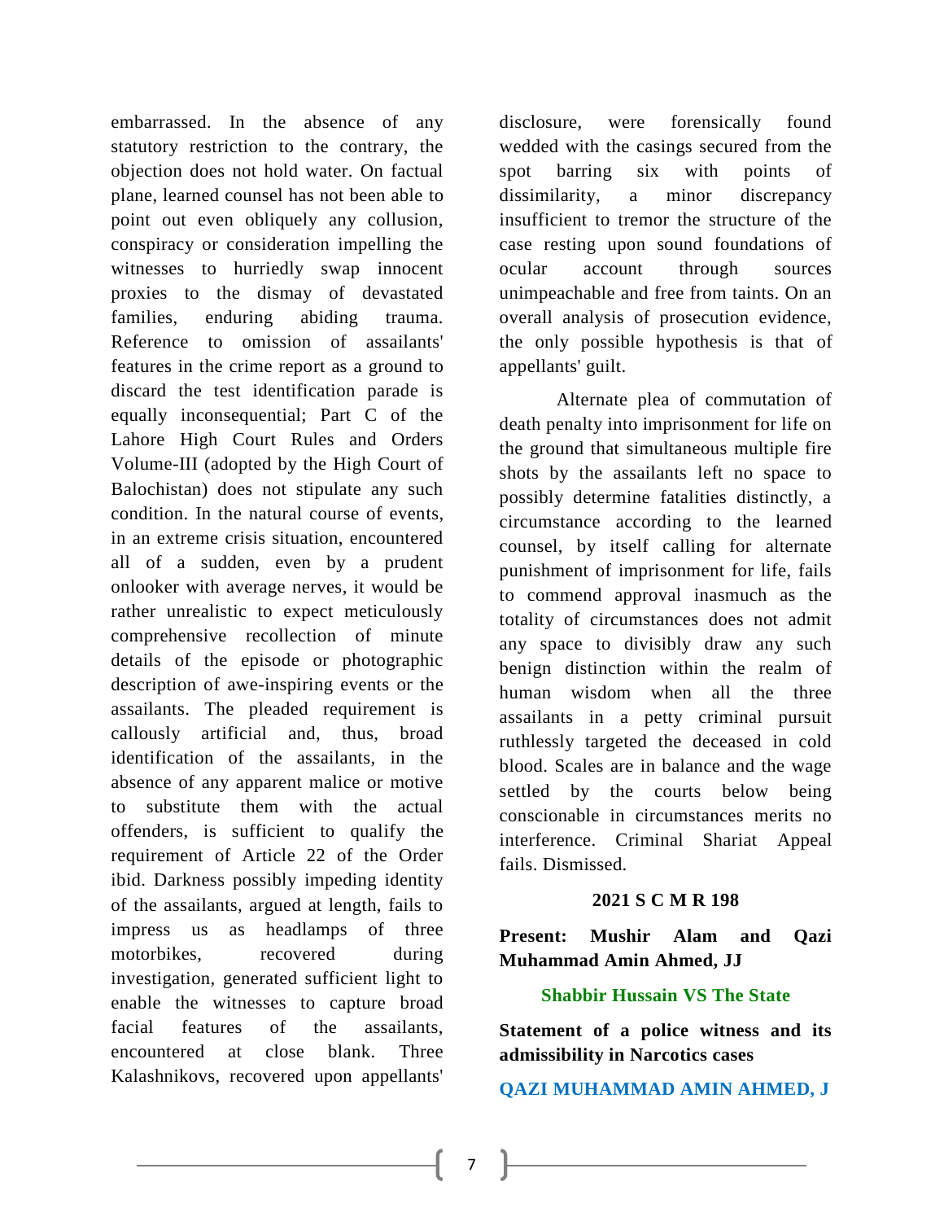embarrassed. In the absence of any statutory restriction to the contrary, the objection does not hold water. On factual plane, learned counsel has not been able to point out even obliquely any collusion, conspiracy or consideration impelling the witnesses to hurriedly swap innocent proxies to the dismay of devastated families, enduring abiding trauma. Reference to omission of assailants' features in the crime report as a ground to discard the test identification parade is equally inconsequential; Part C of the Lahore High Court Rules and Orders Volume-III (adopted by the High Court of Balochistan) does not stipulate any such condition. In the natural course of events, in an extreme crisis situation, encountered all of a sudden, even by a prudent onlooker with average nerves, it would be rather unrealistic to expect meticulously comprehensive recollection of minute details of the episode or photographic description of awe-inspiring events or the assailants. The pleaded requirement is callously artificial and, thus, broad identification of the assailants, in the absence of any apparent malice or motive to substitute them with the actual offenders, is sufficient to qualify the requirement of Article 22 of the Order ibid. Darkness possibly impeding identity of the assailants, argued at length, fails to impress us as headlamps of three motorbikes, recovered during investigation, generated sufficient light to enable the witnesses to capture broad facial features of the assailants, encountered at close blank. Three Kalashnikovs, recovered upon appellants' disclosure, were forensically found wedded with the casings secured from the spot barring six with points of dissimilarity, a minor discrepancy insufficient to tremor the structure of the case resting upon sound foundations of ocular account through sources unimpeachable and free from taints. On an overall analysis of prosecution evidence, the only possible hypothesis is that of appellants' guilt.

Alternate plea of commutation of death penalty into imprisonment for life on the ground that simultaneous multiple fire shots by the assailants left no space to possibly determine fatalities distinctly, a circumstance according to the learned counsel, by itself calling for alternate punishment of imprisonment for life, fails to commend approval inasmuch as the totality of circumstances does not admit any space to divisibly draw any such benign distinction within the realm of human wisdom when all the three assailants in a petty criminal pursuit ruthlessly targeted the deceased in cold blood. Scales are in balance and the wage settled by the courts below being conscionable in circumstances merits no interference. Criminal Shariat Appeal fails. Dismissed.

**2021 S C M R 198**

**Present: Mushir Alam and Qazi Muhammad Amin Ahmed, JJ**

**Shabbir Hussain VS The State**

**Statement of a police witness and its admissibility in Narcotics cases**

**QAZI MUHAMMAD AMIN AHMED, J**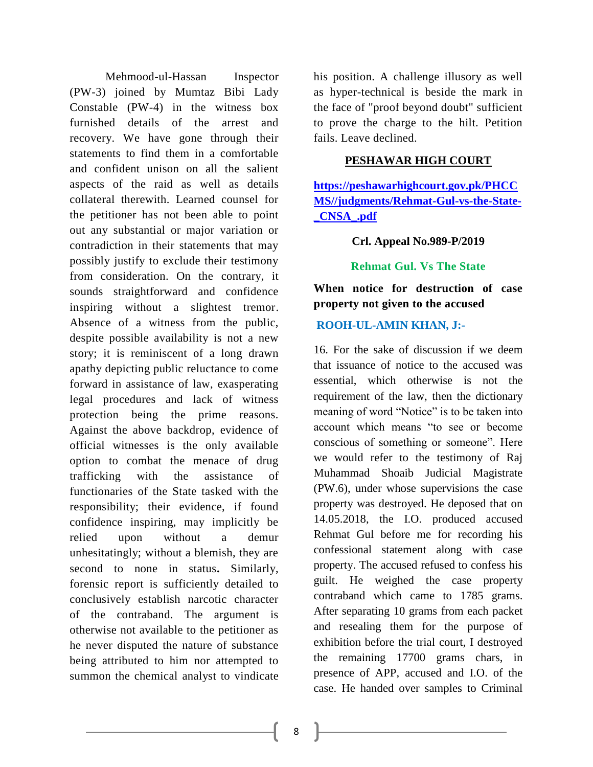Mehmood-ul-Hassan Inspector (PW-3) joined by Mumtaz Bibi Lady Constable (PW-4) in the witness box furnished details of the arrest and recovery. We have gone through their statements to find them in a comfortable and confident unison on all the salient aspects of the raid as well as details collateral therewith. Learned counsel for the petitioner has not been able to point out any substantial or major variation or contradiction in their statements that may possibly justify to exclude their testimony from consideration. On the contrary, it sounds straightforward and confidence inspiring without a slightest tremor. Absence of a witness from the public, despite possible availability is not a new story; it is reminiscent of a long drawn apathy depicting public reluctance to come forward in assistance of law, exasperating legal procedures and lack of witness protection being the prime reasons. Against the above backdrop, evidence of official witnesses is the only available option to combat the menace of drug trafficking with the assistance of functionaries of the State tasked with the responsibility; their evidence, if found confidence inspiring, may implicitly be relied upon without a demur unhesitatingly; without a blemish, they are second to none in status**.** Similarly, forensic report is sufficiently detailed to conclusively establish narcotic character of the contraband. The argument is otherwise not available to the petitioner as he never disputed the nature of substance being attributed to him nor attempted to summon the chemical analyst to vindicate his position. A challenge illusory as well as hyper-technical is beside the mark in the face of "proof beyond doubt" sufficient to prove the charge to the hilt. Petition fails. Leave declined.

## PESHAWAR HIGH COURT

**https://peshawarhighcourt.gov.pk/PHCCMS//judgments/Rehmat-Gul-vs-the-State-_CNSA_.pdf**

**Crl. Appeal No.989-P/2019**

**Rehmat Gul. Vs The State**

**When notice for destruction of case property not given to the accused**

**ROOH-UL-AMIN KHAN, J:-**

16. For the sake of discussion if we deem that issuance of notice to the accused was essential, which otherwise is not the requirement of the law, then the dictionary meaning of word "Notice" is to be taken into account which means "to see or become conscious of something or someone". Here we would refer to the testimony of Raj Muhammad Shoaib Judicial Magistrate (PW.6), under whose supervisions the case property was destroyed. He deposed that on 14.05.2018, the I.O. produced accused Rehmat Gul before me for recording his confessional statement along with case property. The accused refused to confess his guilt. He weighed the case property contraband which came to 1785 grams. After separating 10 grams from each packet and resealing them for the purpose of exhibition before the trial court, I destroyed the remaining 17700 grams chars, in presence of APP, accused and I.O. of the case. He handed over samples to Criminal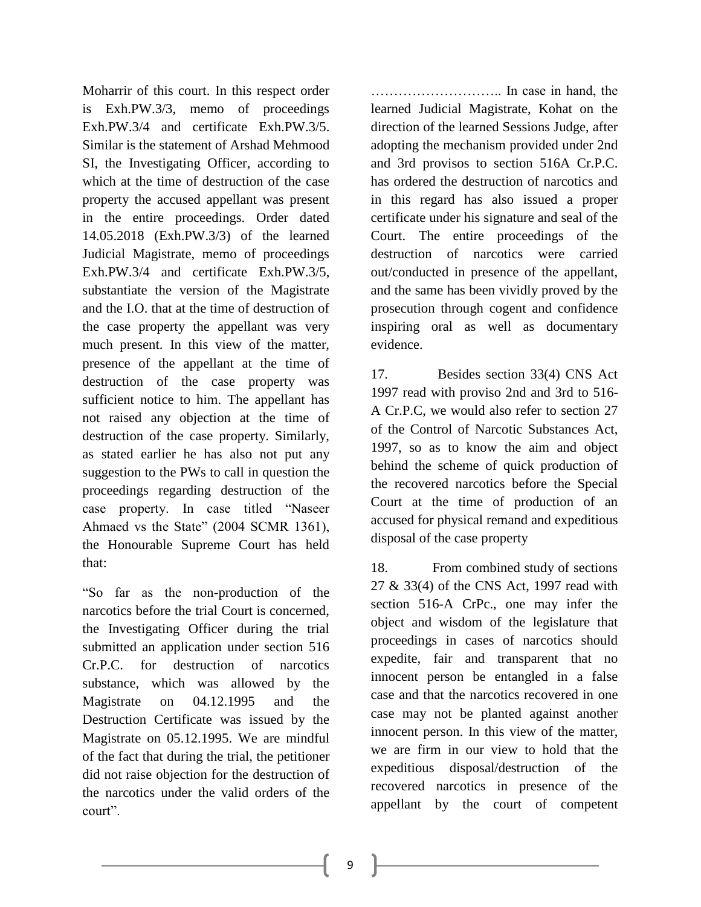Moharrir of this court. In this respect order is Exh.PW.3/3, memo of proceedings Exh.PW.3/4 and certificate Exh.PW.3/5. Similar is the statement of Arshad Mehmood SI, the Investigating Officer, according to which at the time of destruction of the case property the accused appellant was present in the entire proceedings. Order dated 14.05.2018 (Exh.PW.3/3) of the learned Judicial Magistrate, memo of proceedings Exh.PW.3/4 and certificate Exh.PW.3/5, substantiate the version of the Magistrate and the I.O. that at the time of destruction of the case property the appellant was very much present. In this view of the matter, presence of the appellant at the time of destruction of the case property was sufficient notice to him. The appellant has not raised any objection at the time of destruction of the case property. Similarly, as stated earlier he has also not put any suggestion to the PWs to call in question the proceedings regarding destruction of the case property. In case titled "Naseer Ahmaed vs the State" (2004 SCMR 1361), the Honourable Supreme Court has held that:

"So far as the non-production of the narcotics before the trial Court is concerned, the Investigating Officer during the trial submitted an application under section 516 Cr.P.C. for destruction of narcotics substance, which was allowed by the Magistrate on 04.12.1995 and the Destruction Certificate was issued by the Magistrate on 05.12.1995. We are mindful of the fact that during the trial, the petitioner did not raise objection for the destruction of the narcotics under the valid orders of the court".

……………………….. In case in hand, the learned Judicial Magistrate, Kohat on the direction of the learned Sessions Judge, after adopting the mechanism provided under 2nd and 3rd provisos to section 516A Cr.P.C. has ordered the destruction of narcotics and in this regard has also issued a proper certificate under his signature and seal of the Court. The entire proceedings of the destruction of narcotics were carried out/conducted in presence of the appellant, and the same has been vividly proved by the prosecution through cogent and confidence inspiring oral as well as documentary evidence.

17. Besides section 33(4) CNS Act 1997 read with proviso 2nd and 3rd to 516-A Cr.P.C, we would also refer to section 27 of the Control of Narcotic Substances Act, 1997, so as to know the aim and object behind the scheme of quick production of the recovered narcotics before the Special Court at the time of production of an accused for physical remand and expeditious disposal of the case property

18. From combined study of sections 27 & 33(4) of the CNS Act, 1997 read with section 516-A CrPc., one may infer the object and wisdom of the legislature that proceedings in cases of narcotics should expedite, fair and transparent that no innocent person be entangled in a false case and that the narcotics recovered in one case may not be planted against another innocent person. In this view of the matter, we are firm in our view to hold that the expeditious disposal/destruction of the recovered narcotics in presence of the appellant by the court of competent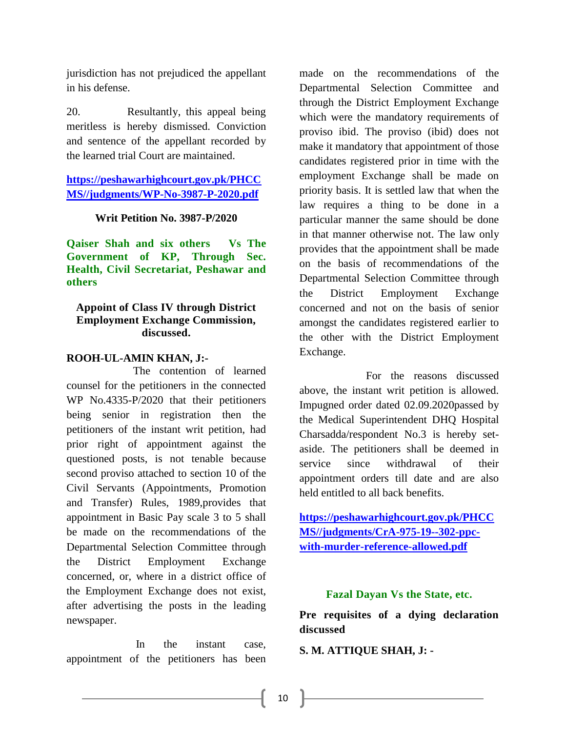jurisdiction has not prejudiced the appellant in his defense.

20. Resultantly, this appeal being meritless is hereby dismissed. Conviction and sentence of the appellant recorded by the learned trial Court are maintained.

**https://peshawarhighcourt.gov.pk/PHCCMS//judgments/WP-No-3987-P-2020.pdf**

**Writ Petition No. 3987-P/2020**

**Qaiser Shah and six others Vs The Government of KP, Through Sec. Health, Civil Secretariat, Peshawar and others**

**Appoint of Class IV through District Employment Exchange Commission, discussed.**

**ROOH-UL-AMIN KHAN, J:-**

The contention of learned counsel for the petitioners in the connected WP No.4335-P/2020 that their petitioners being senior in registration then the petitioners of the instant writ petition, had prior right of appointment against the questioned posts, is not tenable because second proviso attached to section 10 of the Civil Servants (Appointments, Promotion and Transfer) Rules, 1989,provides that appointment in Basic Pay scale 3 to 5 shall be made on the recommendations of the Departmental Selection Committee through the District Employment Exchange concerned, or, where in a district office of the Employment Exchange does not exist, after advertising the posts in the leading newspaper.

In the instant case, appointment of the petitioners has been made on the recommendations of the Departmental Selection Committee and through the District Employment Exchange which were the mandatory requirements of proviso ibid. The proviso (ibid) does not make it mandatory that appointment of those candidates registered prior in time with the employment Exchange shall be made on priority basis. It is settled law that when the law requires a thing to be done in a particular manner the same should be done in that manner otherwise not. The law only provides that the appointment shall be made on the basis of recommendations of the Departmental Selection Committee through the District Employment Exchange concerned and not on the basis of senior amongst the candidates registered earlier to the other with the District Employment Exchange.

For the reasons discussed above, the instant writ petition is allowed. Impugned order dated 02.09.2020passed by the Medical Superintendent DHQ Hospital Charsadda/respondent No.3 is hereby set-aside. The petitioners shall be deemed in service since withdrawal of their appointment orders till date and are also held entitled to all back benefits.

**https://peshawarhighcourt.gov.pk/PHCCMS//judgments/CrA-975-19--302-ppc-with-murder-reference-allowed.pdf**

**Fazal Dayan Vs the State, etc.**

**Pre requisites of a dying declaration discussed**

**S. M. ATTIQUE SHAH, J: -**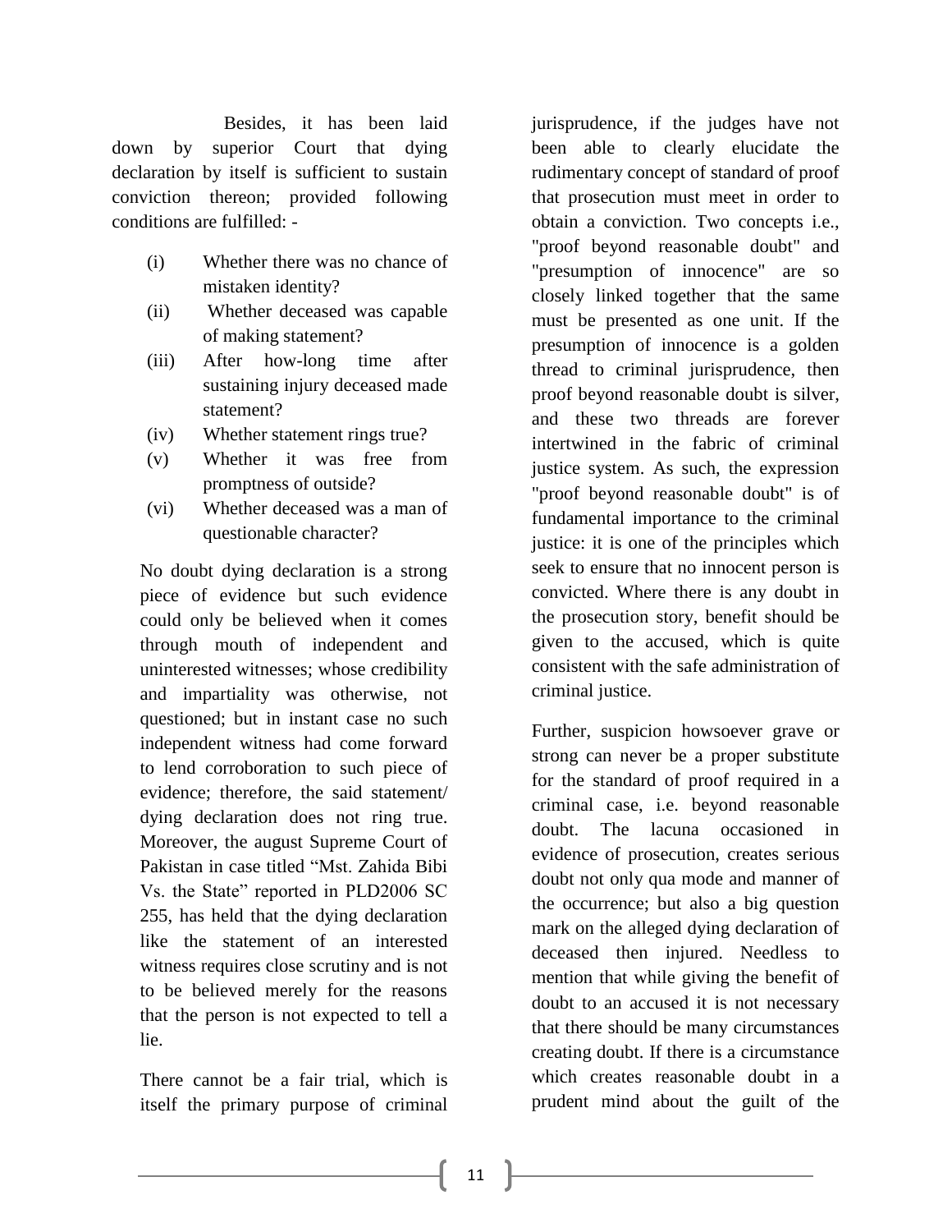Besides, it has been laid down by superior Court that dying declaration by itself is sufficient to sustain conviction thereon; provided following conditions are fulfilled: -

(i) Whether there was no chance of mistaken identity?
(ii) Whether deceased was capable of making statement?
(iii) After how-long time after sustaining injury deceased made statement?
(iv) Whether statement rings true?
(v) Whether it was free from promptness of outside?
(vi) Whether deceased was a man of questionable character?

No doubt dying declaration is a strong piece of evidence but such evidence could only be believed when it comes through mouth of independent and uninterested witnesses; whose credibility and impartiality was otherwise, not questioned; but in instant case no such independent witness had come forward to lend corroboration to such piece of evidence; therefore, the said statement/ dying declaration does not ring true. Moreover, the august Supreme Court of Pakistan in case titled "Mst. Zahida Bibi Vs. the State" reported in PLD2006 SC 255, has held that the dying declaration like the statement of an interested witness requires close scrutiny and is not to be believed merely for the reasons that the person is not expected to tell a lie.

There cannot be a fair trial, which is itself the primary purpose of criminal jurisprudence, if the judges have not been able to clearly elucidate the rudimentary concept of standard of proof that prosecution must meet in order to obtain a conviction. Two concepts i.e., "proof beyond reasonable doubt" and "presumption of innocence" are so closely linked together that the same must be presented as one unit. If the presumption of innocence is a golden thread to criminal jurisprudence, then proof beyond reasonable doubt is silver, and these two threads are forever intertwined in the fabric of criminal justice system. As such, the expression "proof beyond reasonable doubt" is of fundamental importance to the criminal justice: it is one of the principles which seek to ensure that no innocent person is convicted. Where there is any doubt in the prosecution story, benefit should be given to the accused, which is quite consistent with the safe administration of criminal justice.

Further, suspicion howsoever grave or strong can never be a proper substitute for the standard of proof required in a criminal case, i.e. beyond reasonable doubt. The lacuna occasioned in evidence of prosecution, creates serious doubt not only qua mode and manner of the occurrence; but also a big question mark on the alleged dying declaration of deceased then injured. Needless to mention that while giving the benefit of doubt to an accused it is not necessary that there should be many circumstances creating doubt. If there is a circumstance which creates reasonable doubt in a prudent mind about the guilt of the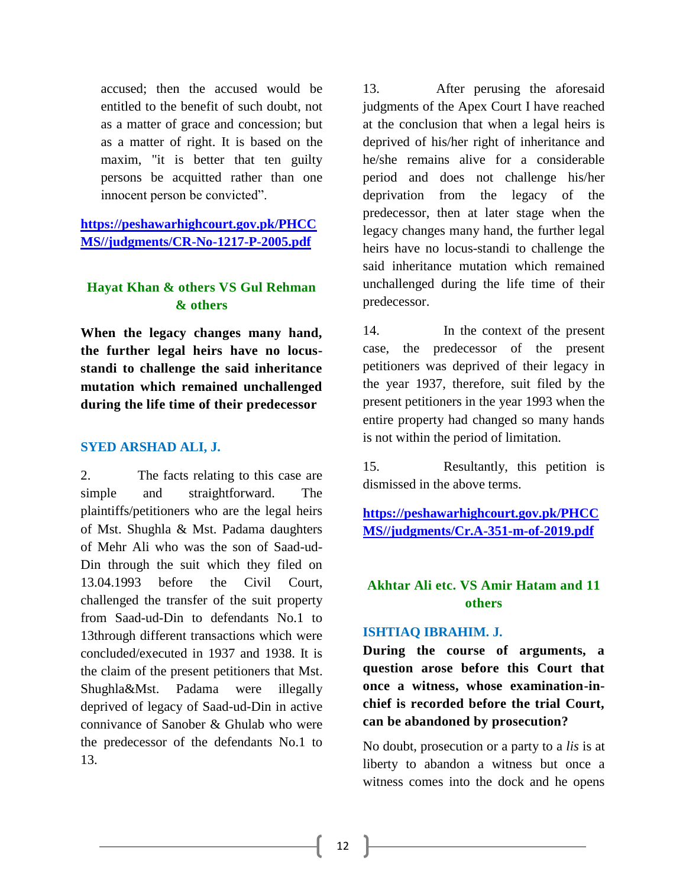accused; then the accused would be entitled to the benefit of such doubt, not as a matter of grace and concession; but as a matter of right. It is based on the maxim, "it is better that ten guilty persons be acquitted rather than one innocent person be convicted".

**https://peshawarhighcourt.gov.pk/PHCCMS//judgments/CR-No-1217-P-2005.pdf**

### Hayat Khan & others VS Gul Rehman & others

**When the legacy changes many hand, the further legal heirs have no locus-standi to challenge the said inheritance mutation which remained unchallenged during the life time of their predecessor**

#### SYED ARSHAD ALI, J.

2. The facts relating to this case are simple and straightforward. The plaintiffs/petitioners who are the legal heirs of Mst. Shughla & Mst. Padama daughters of Mehr Ali who was the son of Saad-ud-Din through the suit which they filed on 13.04.1993 before the Civil Court, challenged the transfer of the suit property from Saad-ud-Din to defendants No.1 to 13through different transactions which were concluded/executed in 1937 and 1938. It is the claim of the present petitioners that Mst. Shughla&Mst. Padama were illegally deprived of legacy of Saad-ud-Din in active connivance of Sanober & Ghulab who were the predecessor of the defendants No.1 to 13.

13. After perusing the aforesaid judgments of the Apex Court I have reached at the conclusion that when a legal heirs is deprived of his/her right of inheritance and he/she remains alive for a considerable period and does not challenge his/her deprivation from the legacy of the predecessor, then at later stage when the legacy changes many hand, the further legal heirs have no locus-standi to challenge the said inheritance mutation which remained unchallenged during the life time of their predecessor.

14. In the context of the present case, the predecessor of the present petitioners was deprived of their legacy in the year 1937, therefore, suit filed by the present petitioners in the year 1993 when the entire property had changed so many hands is not within the period of limitation.

15. Resultantly, this petition is dismissed in the above terms.

**https://peshawarhighcourt.gov.pk/PHCCMS//judgments/Cr.A-351-m-of-2019.pdf**

### Akhtar Ali etc. VS Amir Hatam and 11 others

#### ISHTIAQ IBRAHIM. J.

**During the course of arguments, a question arose before this Court that once a witness, whose examination-in-chief is recorded before the trial Court, can be abandoned by prosecution?**

No doubt, prosecution or a party to a *lis* is at liberty to abandon a witness but once a witness comes into the dock and he opens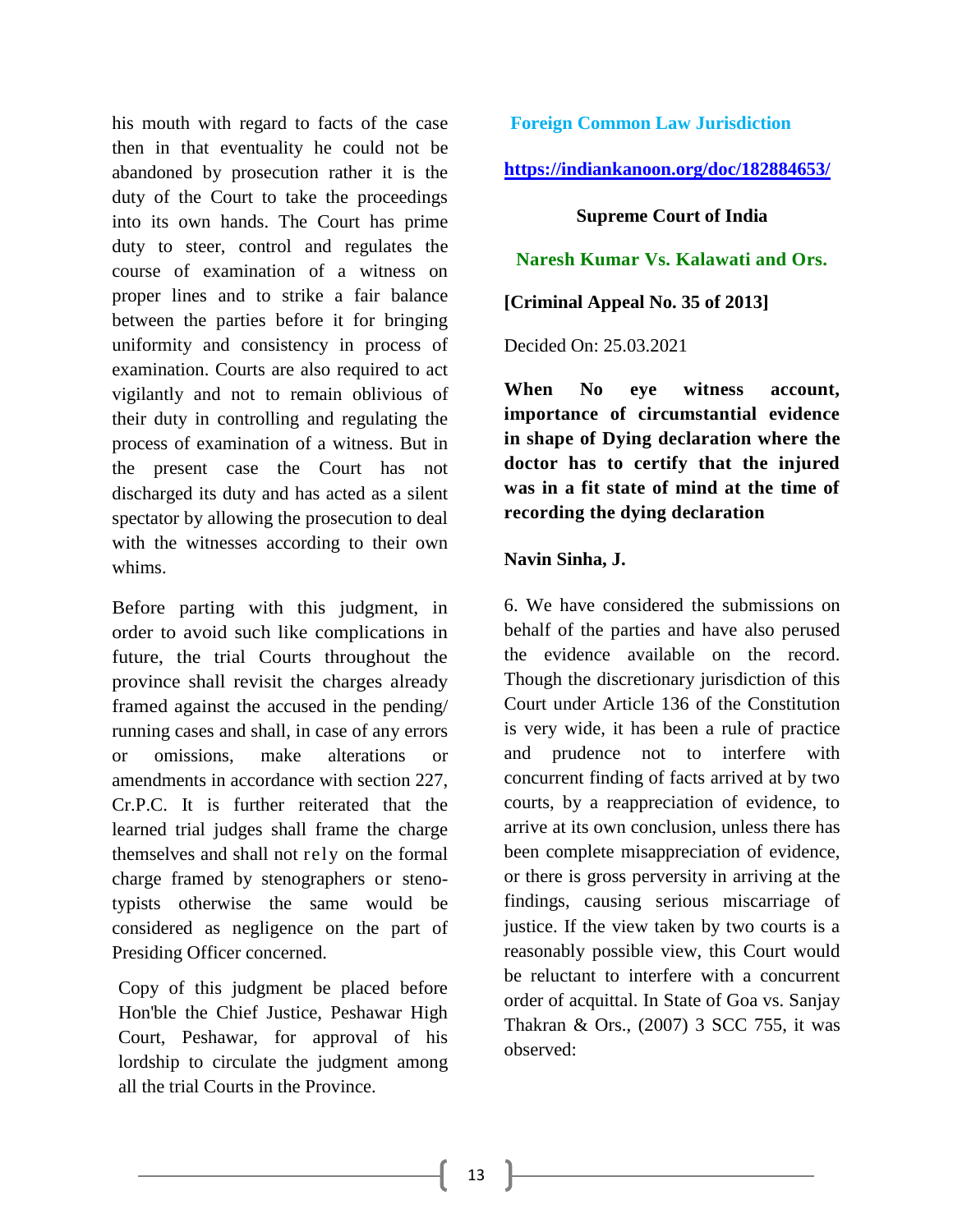his mouth with regard to facts of the case then in that eventuality he could not be abandoned by prosecution rather it is the duty of the Court to take the proceedings into its own hands. The Court has prime duty to steer, control and regulates the course of examination of a witness on proper lines and to strike a fair balance between the parties before it for bringing uniformity and consistency in process of examination. Courts are also required to act vigilantly and not to remain oblivious of their duty in controlling and regulating the process of examination of a witness. But in the present case the Court has not discharged its duty and has acted as a silent spectator by allowing the prosecution to deal with the witnesses according to their own whims.

Before parting with this judgment, in order to avoid such like complications in future, the trial Courts throughout the province shall revisit the charges already framed against the accused in the pending/ running cases and shall, in case of any errors or omissions, make alterations or amendments in accordance with section 227, Cr.P.C. It is further reiterated that the learned trial judges shall frame the charge themselves and shall not rely on the formal charge framed by stenographers or steno-typists otherwise the same would be considered as negligence on the part of Presiding Officer concerned.

Copy of this judgment be placed before Hon'ble the Chief Justice, Peshawar High Court, Peshawar, for approval of his lordship to circulate the judgment among all the trial Courts in the Province.

## Foreign Common Law Jurisdiction

**https://indiankanoon.org/doc/182884653/**

**Supreme Court of India**

**Naresh Kumar Vs. Kalawati and Ors.**

**[Criminal Appeal No. 35 of 2013]**

Decided On: 25.03.2021

**When No eye witness account, importance of circumstantial evidence in shape of Dying declaration where the doctor has to certify that the injured was in a fit state of mind at the time of recording the dying declaration**

**Navin Sinha, J.**

6. We have considered the submissions on behalf of the parties and have also perused the evidence available on the record. Though the discretionary jurisdiction of this Court under Article 136 of the Constitution is very wide, it has been a rule of practice and prudence not to interfere with concurrent finding of facts arrived at by two courts, by a reappreciation of evidence, to arrive at its own conclusion, unless there has been complete misappreciation of evidence, or there is gross perversity in arriving at the findings, causing serious miscarriage of justice. If the view taken by two courts is a reasonably possible view, this Court would be reluctant to interfere with a concurrent order of acquittal. In State of Goa vs. Sanjay Thakran & Ors., (2007) 3 SCC 755, it was observed: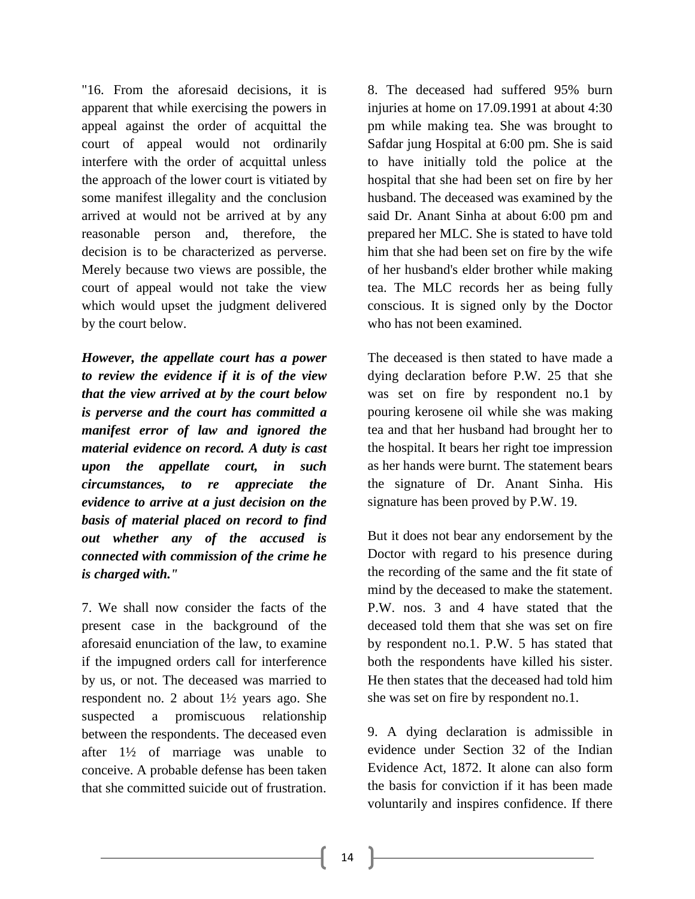"16. From the aforesaid decisions, it is apparent that while exercising the powers in appeal against the order of acquittal the court of appeal would not ordinarily interfere with the order of acquittal unless the approach of the lower court is vitiated by some manifest illegality and the conclusion arrived at would not be arrived at by any reasonable person and, therefore, the decision is to be characterized as perverse. Merely because two views are possible, the court of appeal would not take the view which would upset the judgment delivered by the court below.

***However, the appellate court has a power to review the evidence if it is of the view that the view arrived at by the court below is perverse and the court has committed a manifest error of law and ignored the material evidence on record. A duty is cast upon the appellate court, in such circumstances, to re appreciate the evidence to arrive at a just decision on the basis of material placed on record to find out whether any of the accused is connected with commission of the crime he is charged with."***

7. We shall now consider the facts of the present case in the background of the aforesaid enunciation of the law, to examine if the impugned orders call for interference by us, or not. The deceased was married to respondent no. 2 about 1½ years ago. She suspected a promiscuous relationship between the respondents. The deceased even after 1½ of marriage was unable to conceive. A probable defense has been taken that she committed suicide out of frustration.

8. The deceased had suffered 95% burn injuries at home on 17.09.1991 at about 4:30 pm while making tea. She was brought to Safdar jung Hospital at 6:00 pm. She is said to have initially told the police at the hospital that she had been set on fire by her husband. The deceased was examined by the said Dr. Anant Sinha at about 6:00 pm and prepared her MLC. She is stated to have told him that she had been set on fire by the wife of her husband's elder brother while making tea. The MLC records her as being fully conscious. It is signed only by the Doctor who has not been examined.

The deceased is then stated to have made a dying declaration before P.W. 25 that she was set on fire by respondent no.1 by pouring kerosene oil while she was making tea and that her husband had brought her to the hospital. It bears her right toe impression as her hands were burnt. The statement bears the signature of Dr. Anant Sinha. His signature has been proved by P.W. 19.

But it does not bear any endorsement by the Doctor with regard to his presence during the recording of the same and the fit state of mind by the deceased to make the statement. P.W. nos. 3 and 4 have stated that the deceased told them that she was set on fire by respondent no.1. P.W. 5 has stated that both the respondents have killed his sister. He then states that the deceased had told him she was set on fire by respondent no.1.

9. A dying declaration is admissible in evidence under Section 32 of the Indian Evidence Act, 1872. It alone can also form the basis for conviction if it has been made voluntarily and inspires confidence. If there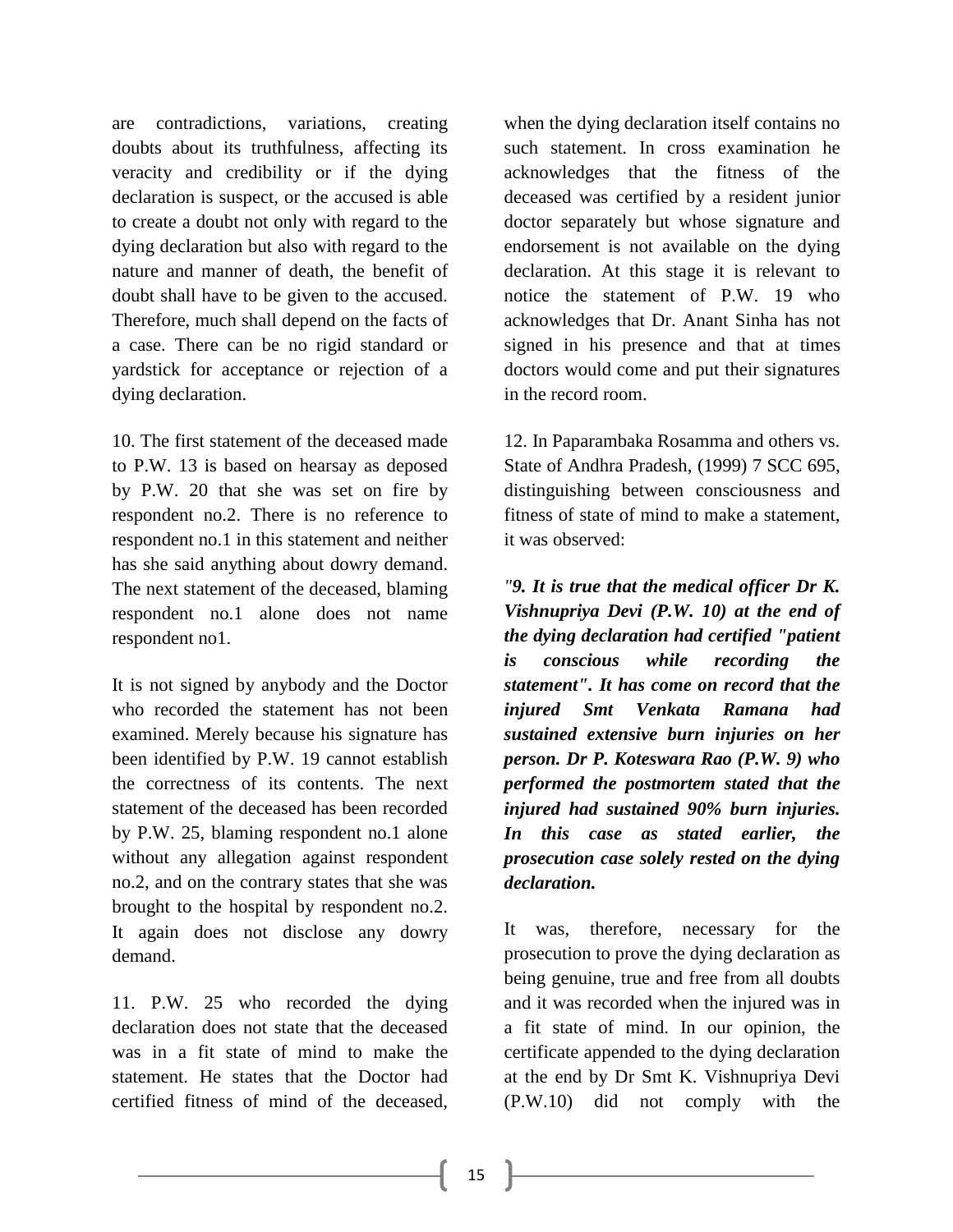are contradictions, variations, creating doubts about its truthfulness, affecting its veracity and credibility or if the dying declaration is suspect, or the accused is able to create a doubt not only with regard to the dying declaration but also with regard to the nature and manner of death, the benefit of doubt shall have to be given to the accused. Therefore, much shall depend on the facts of a case. There can be no rigid standard or yardstick for acceptance or rejection of a dying declaration.

10. The first statement of the deceased made to P.W. 13 is based on hearsay as deposed by P.W. 20 that she was set on fire by respondent no.2. There is no reference to respondent no.1 in this statement and neither has she said anything about dowry demand. The next statement of the deceased, blaming respondent no.1 alone does not name respondent no1.

It is not signed by anybody and the Doctor who recorded the statement has not been examined. Merely because his signature has been identified by P.W. 19 cannot establish the correctness of its contents. The next statement of the deceased has been recorded by P.W. 25, blaming respondent no.1 alone without any allegation against respondent no.2, and on the contrary states that she was brought to the hospital by respondent no.2. It again does not disclose any dowry demand.

11. P.W. 25 who recorded the dying declaration does not state that the deceased was in a fit state of mind to make the statement. He states that the Doctor had certified fitness of mind of the deceased, when the dying declaration itself contains no such statement. In cross examination he acknowledges that the fitness of the deceased was certified by a resident junior doctor separately but whose signature and endorsement is not available on the dying declaration. At this stage it is relevant to notice the statement of P.W. 19 who acknowledges that Dr. Anant Sinha has not signed in his presence and that at times doctors would come and put their signatures in the record room.

12. In Paparambaka Rosamma and others vs. State of Andhra Pradesh, (1999) 7 SCC 695, distinguishing between consciousness and fitness of state of mind to make a statement, it was observed:

*"**9. It is true that the medical officer Dr K. Vishnupriya Devi (P.W. 10) at the end of the dying declaration had certified "patient is conscious while recording the statement". It has come on record that the injured Smt Venkata Ramana had sustained extensive burn injuries on her person. Dr P. Koteswara Rao (P.W. 9) who performed the postmortem stated that the injured had sustained 90% burn injuries. In this case as stated earlier, the prosecution case solely rested on the dying declaration.***

It was, therefore, necessary for the prosecution to prove the dying declaration as being genuine, true and free from all doubts and it was recorded when the injured was in a fit state of mind. In our opinion, the certificate appended to the dying declaration at the end by Dr Smt K. Vishnupriya Devi (P.W.10) did not comply with the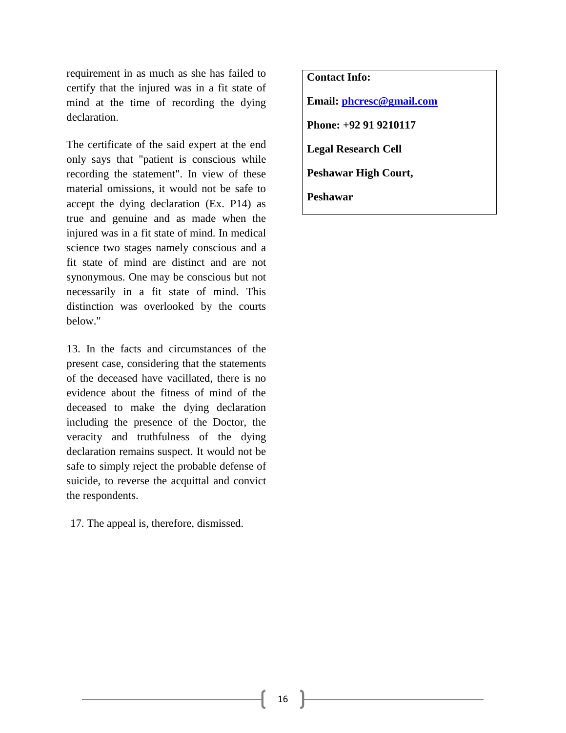requirement in as much as she has failed to certify that the injured was in a fit state of mind at the time of recording the dying declaration.

The certificate of the said expert at the end only says that "patient is conscious while recording the statement". In view of these material omissions, it would not be safe to accept the dying declaration (Ex. P14) as true and genuine and as made when the injured was in a fit state of mind. In medical science two stages namely conscious and a fit state of mind are distinct and are not synonymous. One may be conscious but not necessarily in a fit state of mind. This distinction was overlooked by the courts below."

13. In the facts and circumstances of the present case, considering that the statements of the deceased have vacillated, there is no evidence about the fitness of mind of the deceased to make the dying declaration including the presence of the Doctor, the veracity and truthfulness of the dying declaration remains suspect. It would not be safe to simply reject the probable defense of suicide, to reverse the acquittal and convict the respondents.

17. The appeal is, therefore, dismissed.

**Contact Info:**

**Email: phcresc@gmail.com**

**Phone: +92 91 9210117**

**Legal Research Cell**

**Peshawar High Court,**

**Peshawar**